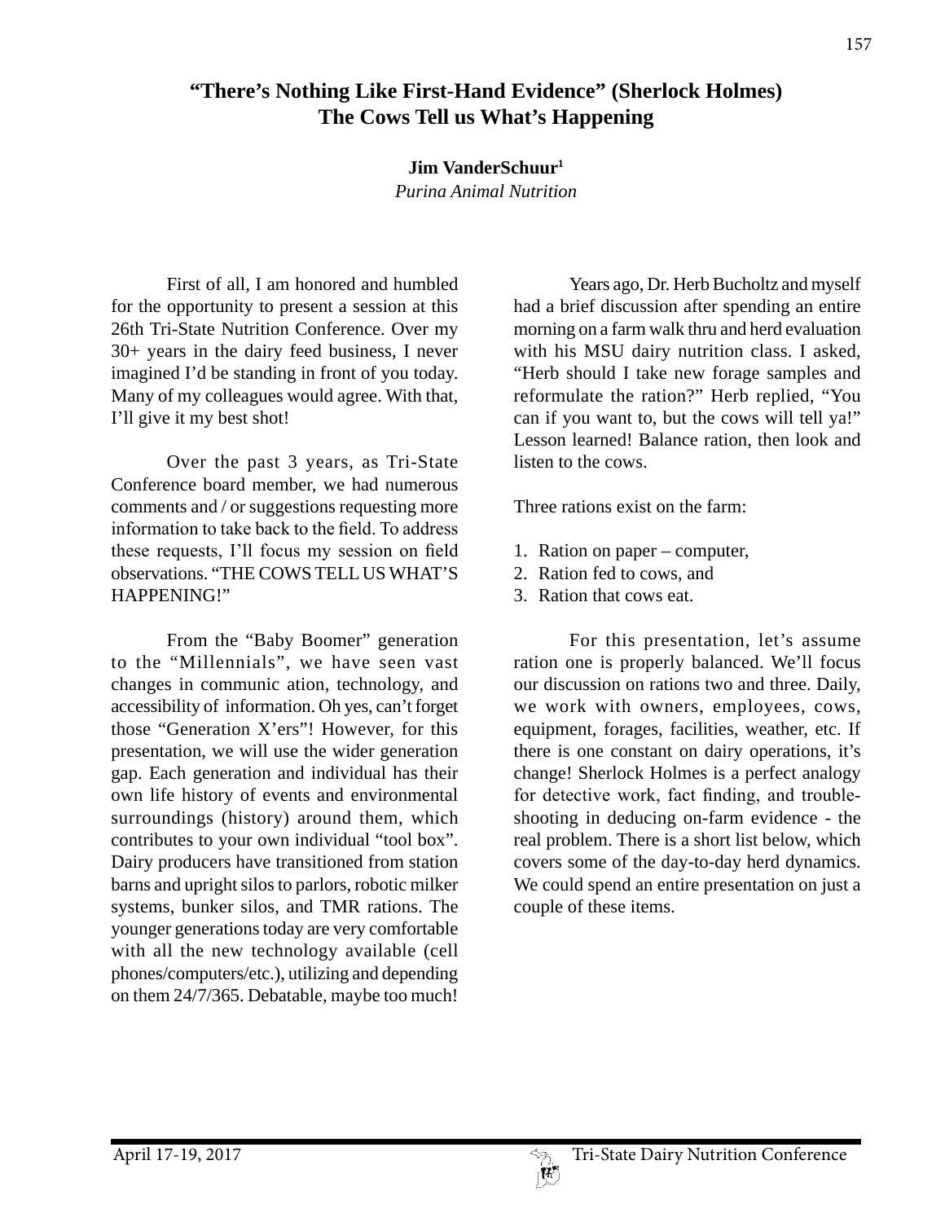# "There's Nothing Like First-Hand Evidence" (Sherlock Holmes)
# The Cows Tell us What's Happening

**Jim VanderSchuur**[1]

*Purina Animal Nutrition*

First of all, I am honored and humbled for the opportunity to present a session at this 26th Tri-State Nutrition Conference. Over my 30+ years in the dairy feed business, I never imagined I'd be standing in front of you today. Many of my colleagues would agree. With that, I'll give it my best shot!

Over the past 3 years, as Tri-State Conference board member, we had numerous comments and / or suggestions requesting more information to take back to the field. To address these requests, I'll focus my session on field observations. "THE COWS TELL US WHAT'S HAPPENING!"

From the "Baby Boomer" generation to the "Millennials", we have seen vast changes in communic ation, technology, and accessibility of information. Oh yes, can't forget those "Generation X'ers"! However, for this presentation, we will use the wider generation gap. Each generation and individual has their own life history of events and environmental surroundings (history) around them, which contributes to your own individual "tool box". Dairy producers have transitioned from station barns and upright silos to parlors, robotic milker systems, bunker silos, and TMR rations. The younger generations today are very comfortable with all the new technology available (cell phones/computers/etc.), utilizing and depending on them 24/7/365. Debatable, maybe too much!

Years ago, Dr. Herb Bucholtz and myself had a brief discussion after spending an entire morning on a farm walk thru and herd evaluation with his MSU dairy nutrition class. I asked, "Herb should I take new forage samples and reformulate the ration?" Herb replied, "You can if you want to, but the cows will tell ya!" Lesson learned! Balance ration, then look and listen to the cows.

Three rations exist on the farm:

1. Ration on paper – computer,
2. Ration fed to cows, and
3. Ration that cows eat.

For this presentation, let's assume ration one is properly balanced. We'll focus our discussion on rations two and three. Daily, we work with owners, employees, cows, equipment, forages, facilities, weather, etc. If there is one constant on dairy operations, it's change! Sherlock Holmes is a perfect analogy for detective work, fact finding, and trouble-shooting in deducing on-farm evidence - the real problem. There is a short list below, which covers some of the day-to-day herd dynamics. We could spend an entire presentation on just a couple of these items.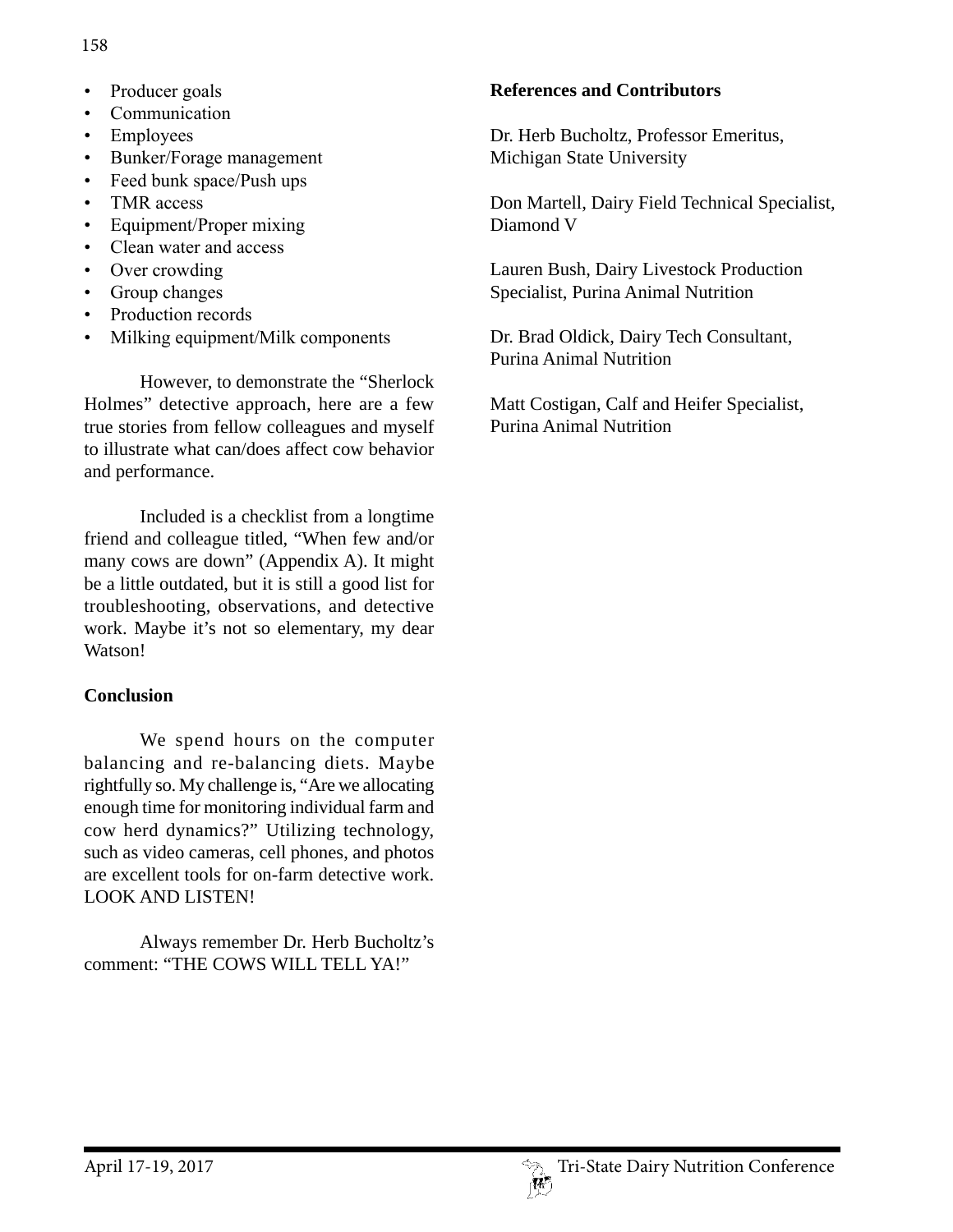- Producer goals
- Communication
- Employees
- Bunker/Forage management
- Feed bunk space/Push ups
- TMR access
- Equipment/Proper mixing
- Clean water and access
- Over crowding
- Group changes
- Production records
- Milking equipment/Milk components

However, to demonstrate the "Sherlock Holmes" detective approach, here are a few true stories from fellow colleagues and myself to illustrate what can/does affect cow behavior and performance.

Included is a checklist from a longtime friend and colleague titled, "When few and/or many cows are down" (Appendix A). It might be a little outdated, but it is still a good list for troubleshooting, observations, and detective work. Maybe it's not so elementary, my dear Watson!

## Conclusion

We spend hours on the computer balancing and re-balancing diets. Maybe rightfully so. My challenge is, "Are we allocating enough time for monitoring individual farm and cow herd dynamics?" Utilizing technology, such as video cameras, cell phones, and photos are excellent tools for on-farm detective work. LOOK AND LISTEN!

Always remember Dr. Herb Bucholtz's comment: "THE COWS WILL TELL YA!"

## References and Contributors

Dr. Herb Bucholtz, Professor Emeritus, Michigan State University

Don Martell, Dairy Field Technical Specialist, Diamond V

Lauren Bush, Dairy Livestock Production Specialist, Purina Animal Nutrition

Dr. Brad Oldick, Dairy Tech Consultant, Purina Animal Nutrition

Matt Costigan, Calf and Heifer Specialist, Purina Animal Nutrition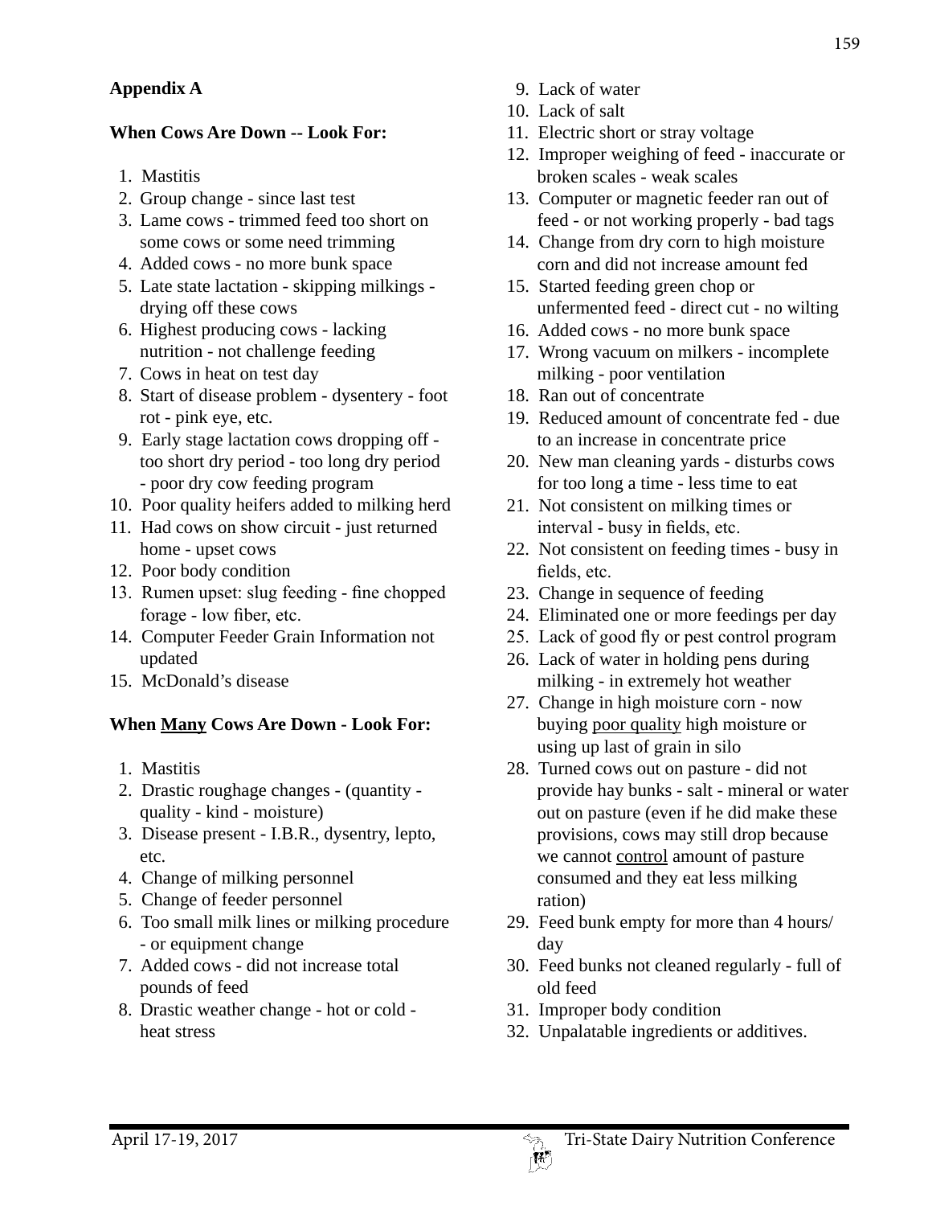**Appendix A**

**When Cows Are Down -- Look For:**

1. Mastitis
2. Group change - since last test
3. Lame cows - trimmed feed too short on some cows or some need trimming
4. Added cows - no more bunk space
5. Late state lactation - skipping milkings - drying off these cows
6. Highest producing cows - lacking nutrition - not challenge feeding
7. Cows in heat on test day
8. Start of disease problem - dysentery - foot rot - pink eye, etc.
9. Early stage lactation cows dropping off - too short dry period - too long dry period - poor dry cow feeding program
10. Poor quality heifers added to milking herd
11. Had cows on show circuit - just returned home - upset cows
12. Poor body condition
13. Rumen upset: slug feeding - fine chopped forage - low fiber, etc.
14. Computer Feeder Grain Information not updated
15. McDonald's disease

**When <u>Many</u> Cows Are Down - Look For:**

1. Mastitis
2. Drastic roughage changes - (quantity - quality - kind - moisture)
3. Disease present - I.B.R., dysentry, lepto, etc.
4. Change of milking personnel
5. Change of feeder personnel
6. Too small milk lines or milking procedure - or equipment change
7. Added cows - did not increase total pounds of feed
8. Drastic weather change - hot or cold - heat stress
9. Lack of water
10. Lack of salt
11. Electric short or stray voltage
12. Improper weighing of feed - inaccurate or broken scales - weak scales
13. Computer or magnetic feeder ran out of feed - or not working properly - bad tags
14. Change from dry corn to high moisture corn and did not increase amount fed
15. Started feeding green chop or unfermented feed - direct cut - no wilting
16. Added cows - no more bunk space
17. Wrong vacuum on milkers - incomplete milking - poor ventilation
18. Ran out of concentrate
19. Reduced amount of concentrate fed - due to an increase in concentrate price
20. New man cleaning yards - disturbs cows for too long a time - less time to eat
21. Not consistent on milking times or interval - busy in fields, etc.
22. Not consistent on feeding times - busy in fields, etc.
23. Change in sequence of feeding
24. Eliminated one or more feedings per day
25. Lack of good fly or pest control program
26. Lack of water in holding pens during milking - in extremely hot weather
27. Change in high moisture corn - now buying <u>poor quality</u> high moisture or using up last of grain in silo
28. Turned cows out on pasture - did not provide hay bunks - salt - mineral or water out on pasture (even if he did make these provisions, cows may still drop because we cannot <u>control</u> amount of pasture consumed and they eat less milking ration)
29. Feed bunk empty for more than 4 hours/day
30. Feed bunks not cleaned regularly - full of old feed
31. Improper body condition
32. Unpalatable ingredients or additives.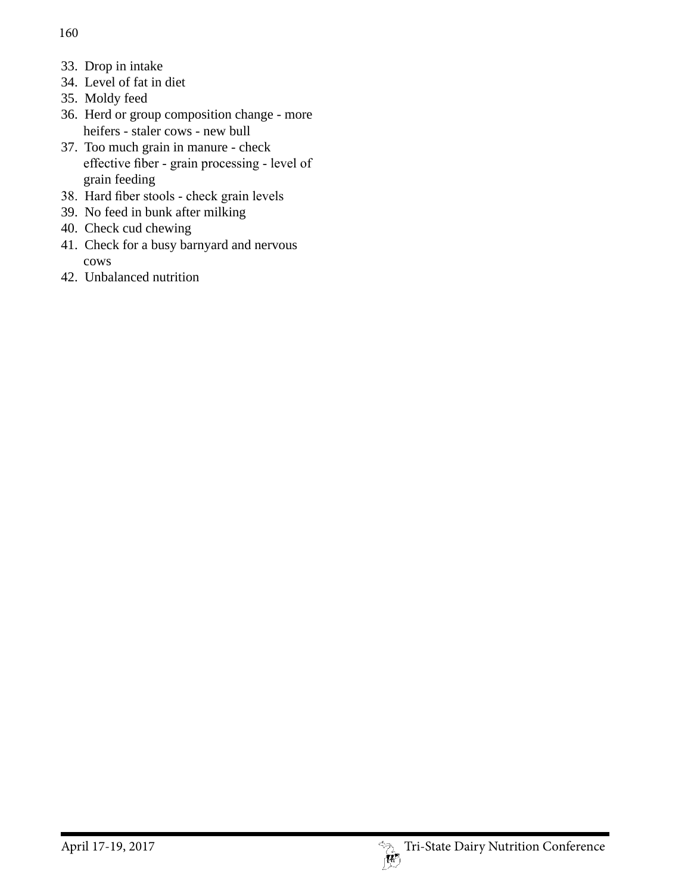33. Drop in intake
34. Level of fat in diet
35. Moldy feed
36. Herd or group composition change - more heifers - staler cows - new bull
37. Too much grain in manure - check effective fiber - grain processing - level of grain feeding
38. Hard fiber stools - check grain levels
39. No feed in bunk after milking
40. Check cud chewing
41. Check for a busy barnyard and nervous cows
42. Unbalanced nutrition